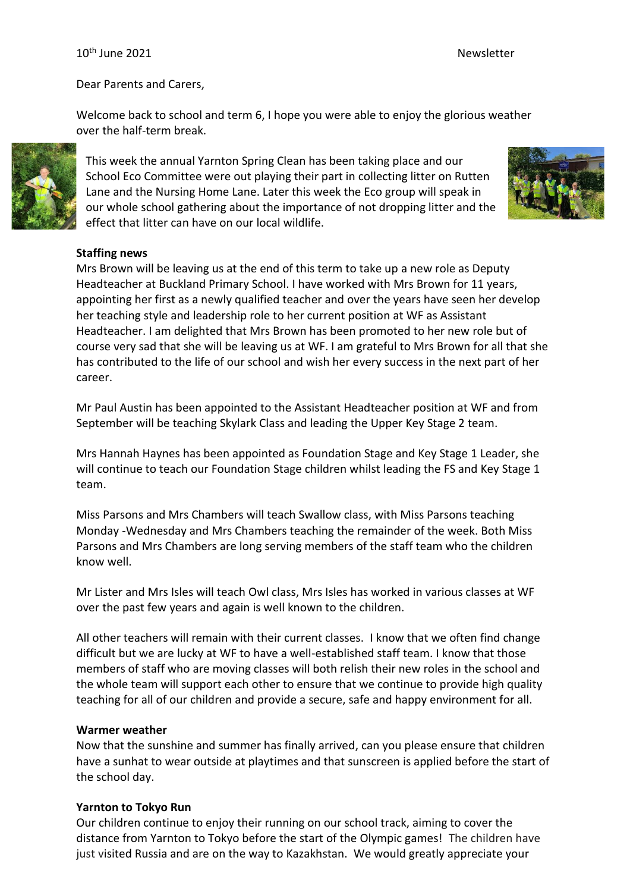10th June 2021 Newsletter

Dear Parents and Carers,

Welcome back to school and term 6, I hope you were able to enjoy the glorious weather over the half-term break.

This week the annual Yarnton Spring Clean has been taking place and our School Eco Committee were out playing their part in collecting litter on Rutten Lane and the Nursing Home Lane. Later this week the Eco group will speak in our whole school gathering about the importance of not dropping litter and the effect that litter can have on our local wildlife.

**Staffing news**

Mrs Brown will be leaving us at the end of this term to take up a new role as Deputy Headteacher at Buckland Primary School. I have worked with Mrs Brown for 11 years, appointing her first as a newly qualified teacher and over the years have seen her develop her teaching style and leadership role to her current position at WF as Assistant Headteacher. I am delighted that Mrs Brown has been promoted to her new role but of course very sad that she will be leaving us at WF. I am grateful to Mrs Brown for all that she has contributed to the life of our school and wish her every success in the next part of her career.

Mr Paul Austin has been appointed to the Assistant Headteacher position at WF and from September will be teaching Skylark Class and leading the Upper Key Stage 2 team.

Mrs Hannah Haynes has been appointed as Foundation Stage and Key Stage 1 Leader, she will continue to teach our Foundation Stage children whilst leading the FS and Key Stage 1 team.

Miss Parsons and Mrs Chambers will teach Swallow class, with Miss Parsons teaching Monday -Wednesday and Mrs Chambers teaching the remainder of the week. Both Miss Parsons and Mrs Chambers are long serving members of the staff team who the children know well.

Mr Lister and Mrs Isles will teach Owl class, Mrs Isles has worked in various classes at WF over the past few years and again is well known to the children.

All other teachers will remain with their current classes. I know that we often find change difficult but we are lucky at WF to have a well-established staff team. I know that those members of staff who are moving classes will both relish their new roles in the school and the whole team will support each other to ensure that we continue to provide high quality teaching for all of our children and provide a secure, safe and happy environment for all.

**Warmer weather**

Now that the sunshine and summer has finally arrived, can you please ensure that children have a sunhat to wear outside at playtimes and that sunscreen is applied before the start of the school day.

**Yarnton to Tokyo Run**

Our children continue to enjoy their running on our school track, aiming to cover the distance from Yarnton to Tokyo before the start of the Olympic games! The children have just visited Russia and are on the way to Kazakhstan. We would greatly appreciate your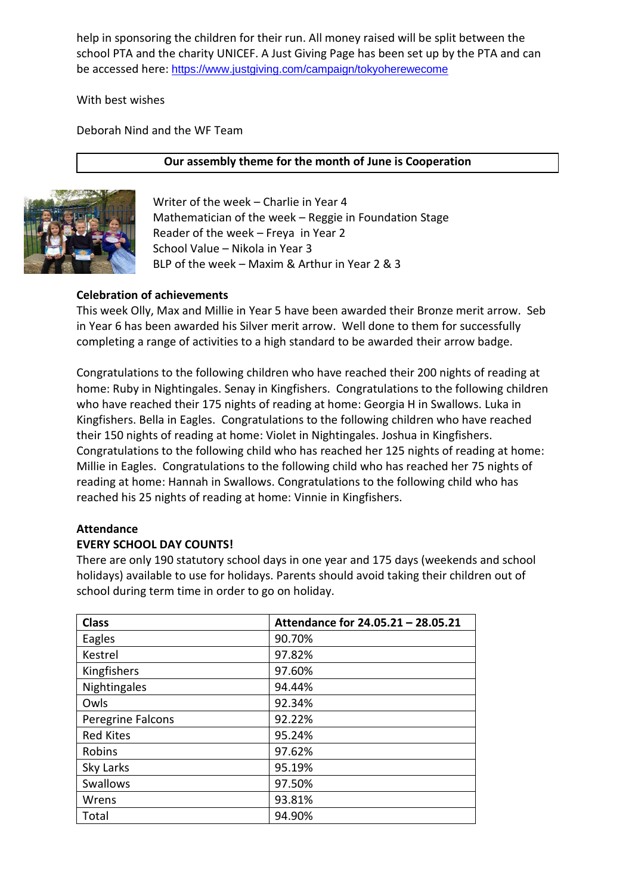help in sponsoring the children for their run. All money raised will be split between the school PTA and the charity UNICEF. A Just Giving Page has been set up by the PTA and can be accessed here: https://www.justgiving.com/campaign/tokyoherewecome

With best wishes

Deborah Nind and the WF Team

**Our assembly theme for the month of June is Cooperation**

Writer of the week – Charlie in Year 4
Mathematician of the week – Reggie in Foundation Stage
Reader of the week – Freya in Year 2
School Value – Nikola in Year 3
BLP of the week – Maxim & Arthur in Year 2 & 3

**Celebration of achievements**

This week Olly, Max and Millie in Year 5 have been awarded their Bronze merit arrow. Seb in Year 6 has been awarded his Silver merit arrow. Well done to them for successfully completing a range of activities to a high standard to be awarded their arrow badge.

Congratulations to the following children who have reached their 200 nights of reading at home: Ruby in Nightingales. Senay in Kingfishers. Congratulations to the following children who have reached their 175 nights of reading at home: Georgia H in Swallows. Luka in Kingfishers. Bella in Eagles. Congratulations to the following children who have reached their 150 nights of reading at home: Violet in Nightingales. Joshua in Kingfishers. Congratulations to the following child who has reached her 125 nights of reading at home: Millie in Eagles. Congratulations to the following child who has reached her 75 nights of reading at home: Hannah in Swallows. Congratulations to the following child who has reached his 25 nights of reading at home: Vinnie in Kingfishers.

**Attendance**

**EVERY SCHOOL DAY COUNTS!**

There are only 190 statutory school days in one year and 175 days (weekends and school holidays) available to use for holidays. Parents should avoid taking their children out of school during term time in order to go on holiday.

| Class | Attendance for 24.05.21 – 28.05.21 |
|---|---|
| Eagles | 90.70% |
| Kestrel | 97.82% |
| Kingfishers | 97.60% |
| Nightingales | 94.44% |
| Owls | 92.34% |
| Peregrine Falcons | 92.22% |
| Red Kites | 95.24% |
| Robins | 97.62% |
| Sky Larks | 95.19% |
| Swallows | 97.50% |
| Wrens | 93.81% |
| Total | 94.90% |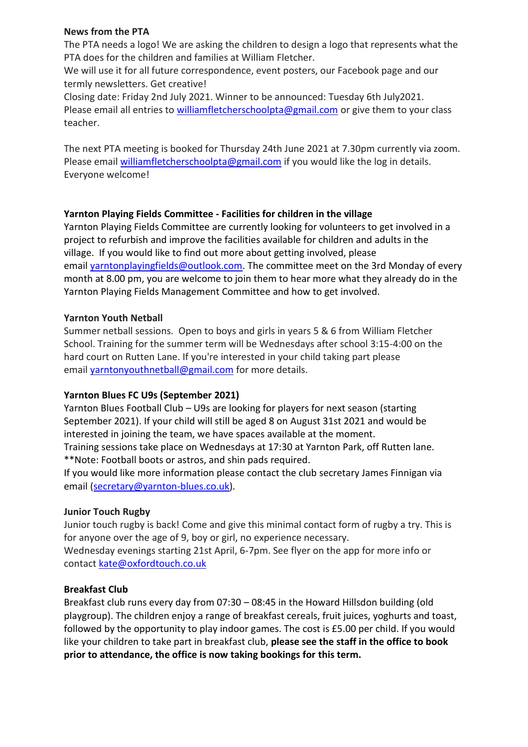**News from the PTA**

The PTA needs a logo! We are asking the children to design a logo that represents what the PTA does for the children and families at William Fletcher.

We will use it for all future correspondence, event posters, our Facebook page and our termly newsletters. Get creative!

Closing date: Friday 2nd July 2021. Winner to be announced: Tuesday 6th July2021.

Please email all entries to williamfletcherschoolpta@gmail.com or give them to your class teacher.

The next PTA meeting is booked for Thursday 24th June 2021 at 7.30pm currently via zoom. Please email williamfletcherschoolpta@gmail.com if you would like the log in details. Everyone welcome!

**Yarnton Playing Fields Committee - Facilities for children in the village**

Yarnton Playing Fields Committee are currently looking for volunteers to get involved in a project to refurbish and improve the facilities available for children and adults in the village. If you would like to find out more about getting involved, please email yarntonplayingfields@outlook.com. The committee meet on the 3rd Monday of every month at 8.00 pm, you are welcome to join them to hear more what they already do in the Yarnton Playing Fields Management Committee and how to get involved.

**Yarnton Youth Netball**

Summer netball sessions. Open to boys and girls in years 5 & 6 from William Fletcher School. Training for the summer term will be Wednesdays after school 3:15-4:00 on the hard court on Rutten Lane. If you're interested in your child taking part please email yarntonyouthnetball@gmail.com for more details.

**Yarnton Blues FC U9s (September 2021)**

Yarnton Blues Football Club – U9s are looking for players for next season (starting September 2021). If your child will still be aged 8 on August 31st 2021 and would be interested in joining the team, we have spaces available at the moment.

Training sessions take place on Wednesdays at 17:30 at Yarnton Park, off Rutten lane.

**Note: Football boots or astros, and shin pads required.

If you would like more information please contact the club secretary James Finnigan via email (secretary@yarnton-blues.co.uk).

**Junior Touch Rugby**

Junior touch rugby is back! Come and give this minimal contact form of rugby a try. This is for anyone over the age of 9, boy or girl, no experience necessary.

Wednesday evenings starting 21st April, 6-7pm. See flyer on the app for more info or contact kate@oxfordtouch.co.uk

**Breakfast Club**

Breakfast club runs every day from 07:30 – 08:45 in the Howard Hillsdon building (old playgroup). The children enjoy a range of breakfast cereals, fruit juices, yoghurts and toast, followed by the opportunity to play indoor games. The cost is £5.00 per child. If you would like your children to take part in breakfast club, **please see the staff in the office to book prior to attendance, the office is now taking bookings for this term.**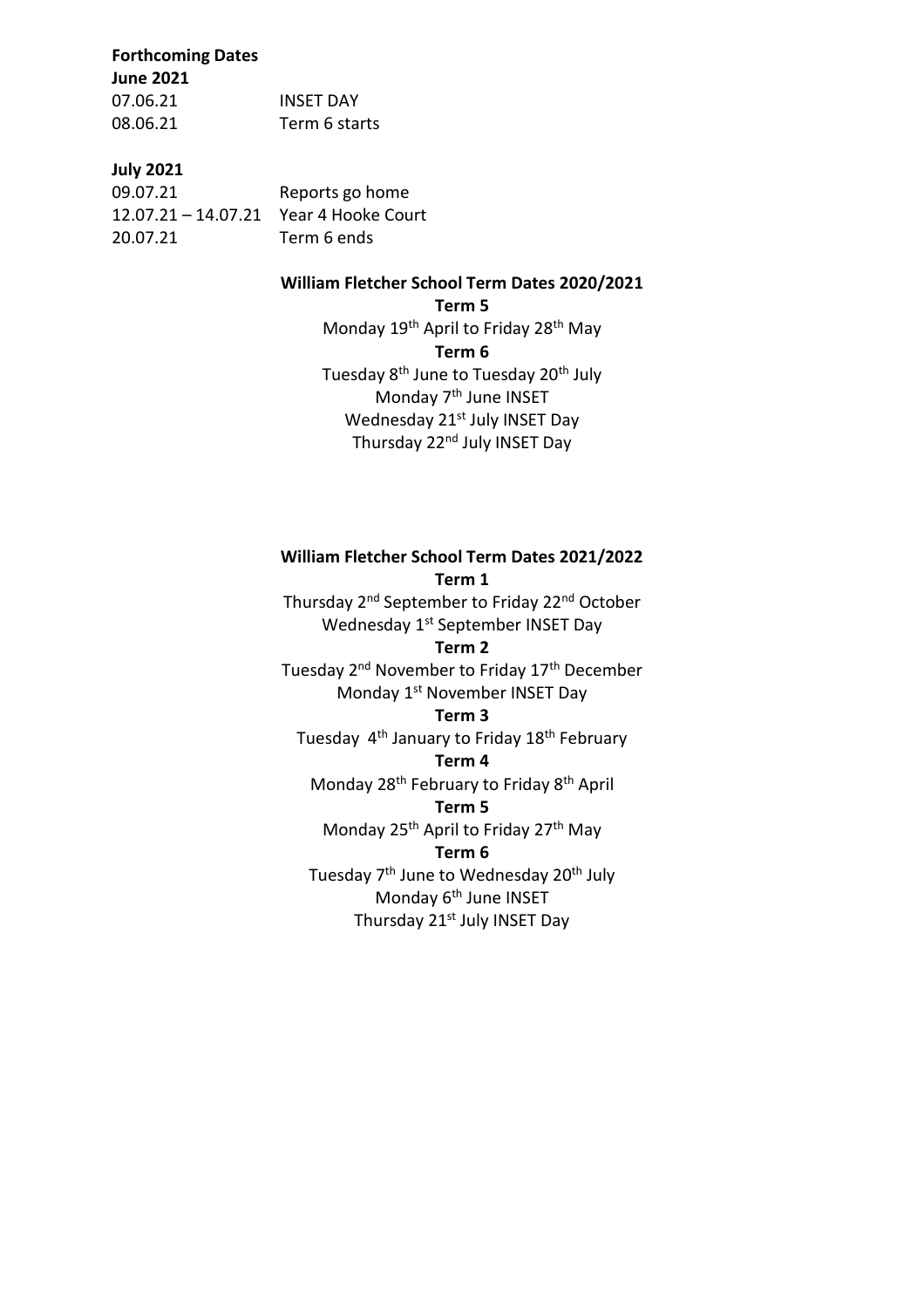**Forthcoming Dates**

**June 2021**

| | |
|---|---|
| 07.06.21 | INSET DAY |
| 08.06.21 | Term 6 starts |

**July 2021**

| | |
|---|---|
| 09.07.21 | Reports go home |
| 12.07.21 – 14.07.21 | Year 4 Hooke Court |
| 20.07.21 | Term 6 ends |

**William Fletcher School Term Dates 2020/2021**

**Term 5**

Monday 19th April to Friday 28th May

**Term 6**

Tuesday 8th June to Tuesday 20th July
Monday 7th June INSET
Wednesday 21st July INSET Day
Thursday 22nd July INSET Day

**William Fletcher School Term Dates 2021/2022**

**Term 1**

Thursday 2nd September to Friday 22nd October
Wednesday 1st September INSET Day

**Term 2**

Tuesday 2nd November to Friday 17th December
Monday 1st November INSET Day

**Term 3**

Tuesday 4th January to Friday 18th February

**Term 4**

Monday 28th February to Friday 8th April

**Term 5**

Monday 25th April to Friday 27th May

**Term 6**

Tuesday 7th June to Wednesday 20th July
Monday 6th June INSET
Thursday 21st July INSET Day